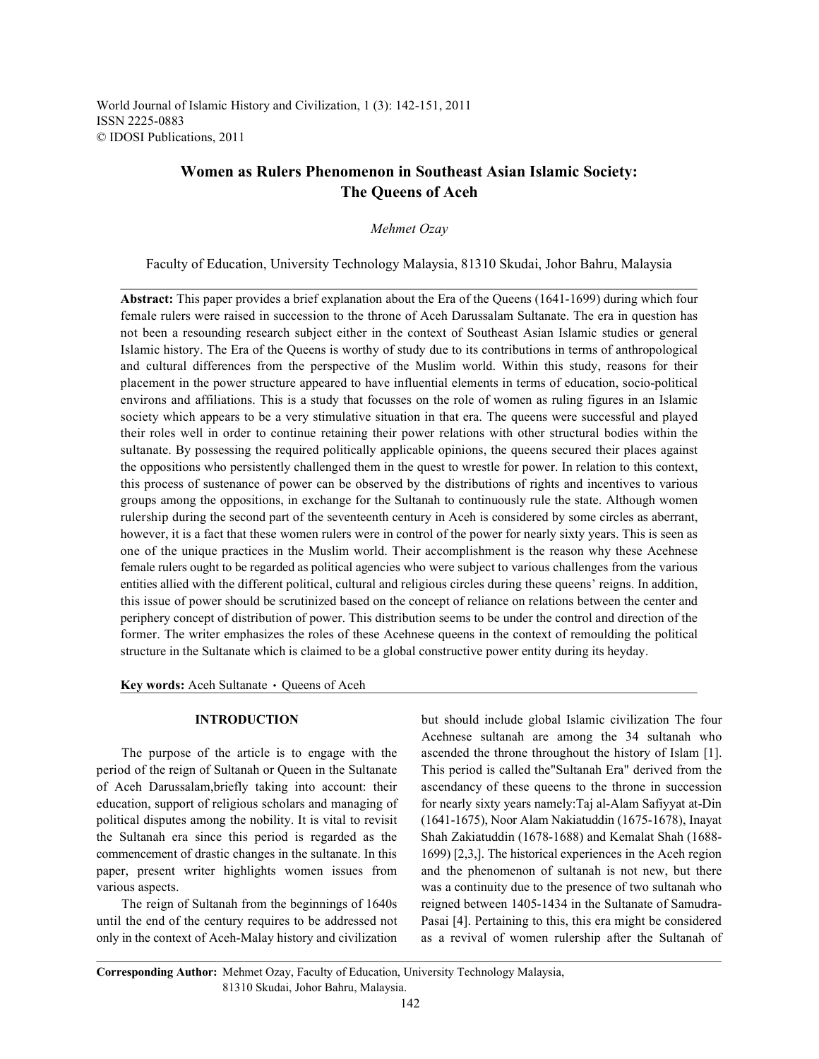# Women as Rulers Phenomenon in Southeast Asian Islamic Society: The Queens of Aceh

*Mehmet Ozay*

Faculty of Education, University Technology Malaysia, 81310 Skudai, Johor Bahru, Malaysia

**Abstract:** This paper provides a brief explanation about the Era of the Queens (1641-1699) during which four female rulers were raised in succession to the throne of Aceh Darussalam Sultanate. The era in question has not been a resounding research subject either in the context of Southeast Asian Islamic studies or general Islamic history. The Era of the Queens is worthy of study due to its contributions in terms of anthropological and cultural differences from the perspective of the Muslim world. Within this study, reasons for their placement in the power structure appeared to have influential elements in terms of education, socio-political environs and affiliations. This is a study that focusses on the role of women as ruling figures in an Islamic society which appears to be a very stimulative situation in that era. The queens were successful and played their roles well in order to continue retaining their power relations with other structural bodies within the sultanate. By possessing the required politically applicable opinions, the queens secured their places against the oppositions who persistently challenged them in the quest to wrestle for power. In relation to this context, this process of sustenance of power can be observed by the distributions of rights and incentives to various groups among the oppositions, in exchange for the Sultanah to continuously rule the state. Although women rulership during the second part of the seventeenth century in Aceh is considered by some circles as aberrant, however, it is a fact that these women rulers were in control of the power for nearly sixty years. This is seen as one of the unique practices in the Muslim world. Their accomplishment is the reason why these Acehnese female rulers ought to be regarded as political agencies who were subject to various challenges from the various entities allied with the different political, cultural and religious circles during these queens' reigns. In addition, this issue of power should be scrutinized based on the concept of reliance on relations between the center and periphery concept of distribution of power. This distribution seems to be under the control and direction of the former. The writer emphasizes the roles of these Acehnese queens in the context of remoulding the political structure in the Sultanate which is claimed to be a global constructive power entity during its heyday.

**Key words:** Aceh Sultanate · Queens of Aceh

## INTRODUCTION

The purpose of the article is to engage with the period of the reign of Sultanah or Queen in the Sultanate of Aceh Darussalam,briefly taking into account: their education, support of religious scholars and managing of political disputes among the nobility. It is vital to revisit the Sultanah era since this period is regarded as the commencement of drastic changes in the sultanate. In this paper, present writer highlights women issues from various aspects.

The reign of Sultanah from the beginnings of 1640s until the end of the century requires to be addressed not only in the context of Aceh-Malay history and civilization but should include global Islamic civilization The four Acehnese sultanah are among the 34 sultanah who ascended the throne throughout the history of Islam [1]. This period is called the"Sultanah Era" derived from the ascendancy of these queens to the throne in succession for nearly sixty years namely:Taj al-Alam Safiyyat at-Din (1641-1675), Noor Alam Nakiatuddin (1675-1678), Inayat Shah Zakiatuddin (1678-1688) and Kemalat Shah (1688-1699) [2,3,]. The historical experiences in the Aceh region and the phenomenon of sultanah is not new, but there was a continuity due to the presence of two sultanah who reigned between 1405-1434 in the Sultanate of Samudra-Pasai [4]. Pertaining to this, this era might be considered as a revival of women rulership after the Sultanah of

**Corresponding Author:** Mehmet Ozay, Faculty of Education, University Technology Malaysia, 81310 Skudai, Johor Bahru, Malaysia.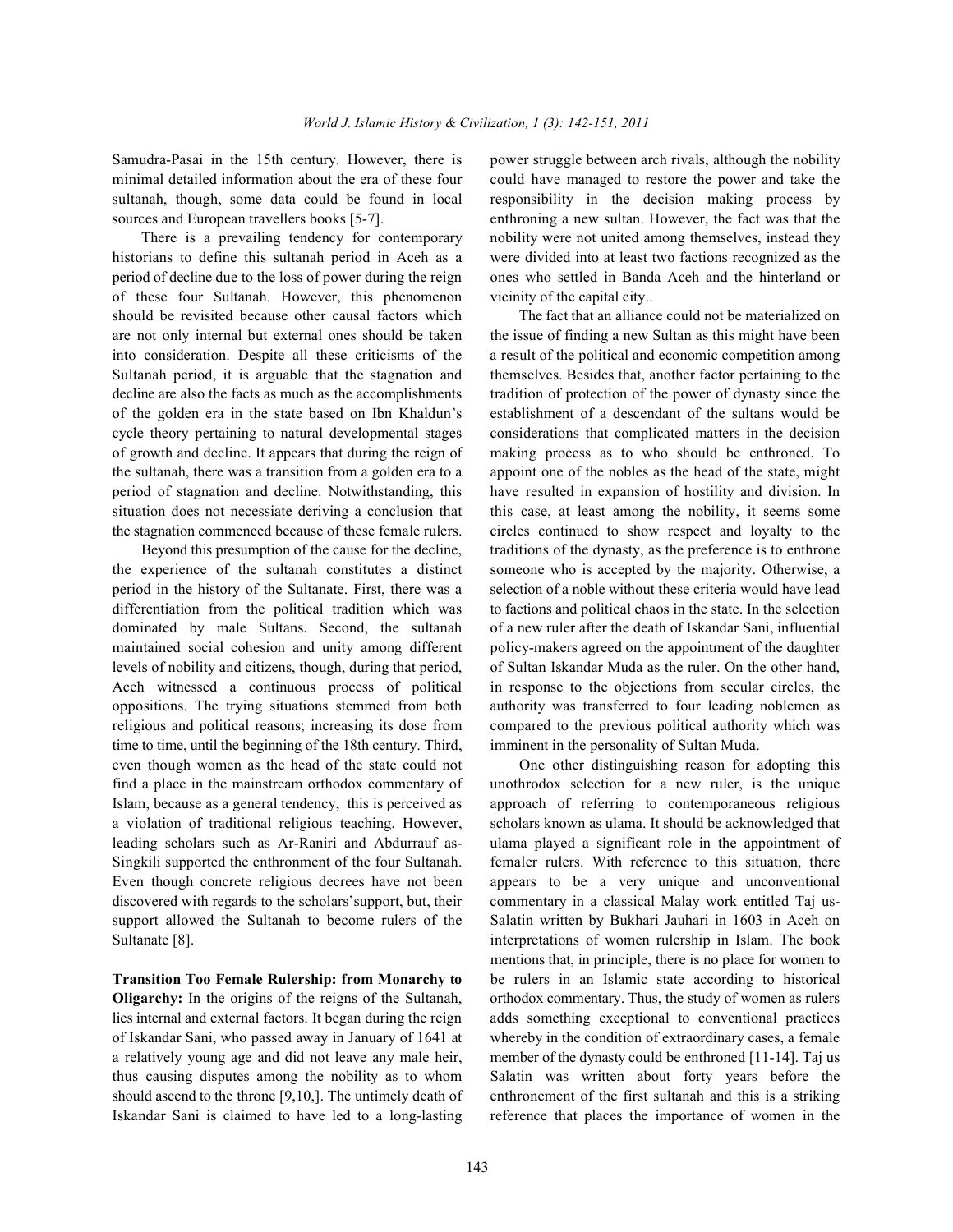Samudra-Pasai in the 15th century. However, there is minimal detailed information about the era of these four sultanah, though, some data could be found in local sources and European travellers books [5-7].

There is a prevailing tendency for contemporary historians to define this sultanah period in Aceh as a period of decline due to the loss of power during the reign of these four Sultanah. However, this phenomenon should be revisited because other causal factors which are not only internal but external ones should be taken into consideration. Despite all these criticisms of the Sultanah period, it is arguable that the stagnation and decline are also the facts as much as the accomplishments of the golden era in the state based on Ibn Khaldun's cycle theory pertaining to natural developmental stages of growth and decline. It appears that during the reign of the sultanah, there was a transition from a golden era to a period of stagnation and decline. Notwithstanding, this situation does not necessitate deriving a conclusion that the stagnation commenced because of these female rulers.

Beyond this presumption of the cause for the decline, the experience of the sultanah constitutes a distinct period in the history of the Sultanate. First, there was a differentiation from the political tradition which was dominated by male Sultans. Second, the sultanah maintained social cohesion and unity among different levels of nobility and citizens, though, during that period, Aceh witnessed a continuous process of political oppositions. The trying situations stemmed from both religious and political reasons; increasing its dose from time to time, until the beginning of the 18th century. Third, even though women as the head of the state could not find a place in the mainstream orthodox commentary of Islam, because as a general tendency, this is perceived as a violation of traditional religious teaching. However, leading scholars such as Ar-Raniri and Abdurrauf as-Singkili supported the enthronment of the four Sultanah. Even though concrete religious decrees have not been discovered with regards to the scholars'support, but, their support allowed the Sultanah to become rulers of the Sultanate [8].

**Transition Too Female Rulership: from Monarchy to Oligarchy:** In the origins of the reigns of the Sultanah, lies internal and external factors. It began during the reign of Iskandar Sani, who passed away in January of 1641 at a relatively young age and did not leave any male heir, thus causing disputes among the nobility as to whom should ascend to the throne [9,10,]. The untimely death of Iskandar Sani is claimed to have led to a long-lasting power struggle between arch rivals, although the nobility could have managed to restore the power and take the responsibility in the decision making process by enthroning a new sultan. However, the fact was that the nobility were not united among themselves, instead they were divided into at least two factions recognized as the ones who settled in Banda Aceh and the hinterland or vicinity of the capital city..

The fact that an alliance could not be materialized on the issue of finding a new Sultan as this might have been a result of the political and economic competition among themselves. Besides that, another factor pertaining to the tradition of protection of the power of dynasty since the establishment of a descendant of the sultans would be considerations that complicated matters in the decision making process as to who should be enthroned. To appoint one of the nobles as the head of the state, might have resulted in expansion of hostility and division. In this case, at least among the nobility, it seems some circles continued to show respect and loyalty to the traditions of the dynasty, as the preference is to enthrone someone who is accepted by the majority. Otherwise, a selection of a noble without these criteria would have lead to factions and political chaos in the state. In the selection of a new ruler after the death of Iskandar Sani, influential policy-makers agreed on the appointment of the daughter of Sultan Iskandar Muda as the ruler. On the other hand, in response to the objections from secular circles, the authority was transferred to four leading noblemen as compared to the previous political authority which was imminent in the personality of Sultan Muda.

One other distinguishing reason for adopting this unothrodox selection for a new ruler, is the unique approach of referring to contemporaneous religious scholars known as ulama. It should be acknowledged that ulama played a significant role in the appointment of femaler rulers. With reference to this situation, there appears to be a very unique and unconventional commentary in a classical Malay work entitled Taj us-Salatin written by Bukhari Jauhari in 1603 in Aceh on interpretations of women rulership in Islam. The book mentions that, in principle, there is no place for women to be rulers in an Islamic state according to historical orthodox commentary. Thus, the study of women as rulers adds something exceptional to conventional practices whereby in the condition of extraordinary cases, a female member of the dynasty could be enthroned [11-14]. Taj us Salatin was written about forty years before the enthronement of the first sultanah and this is a striking reference that places the importance of women in the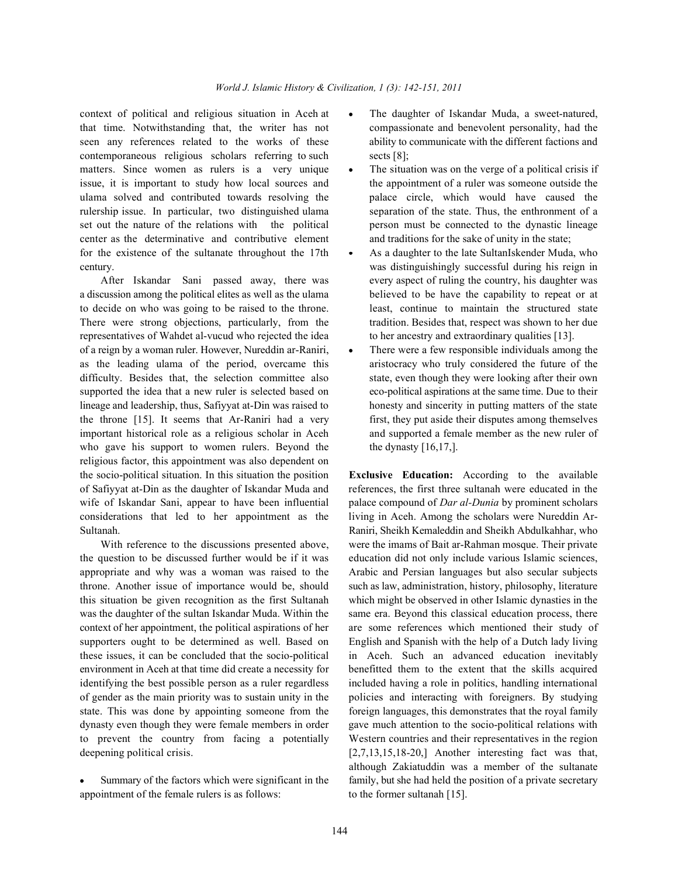context of political and religious situation in Aceh at that time. Notwithstanding that, the writer has not seen any references related to the works of these contemporaneous religious scholars referring to such matters. Since women as rulers is a very unique issue, it is important to study how local sources and ulama solved and contributed towards resolving the rulership issue. In particular, two distinguished ulama set out the nature of the relations with the political center as the determinative and contributive element for the existence of the sultanate throughout the 17th century.

After Iskandar Sani passed away, there was a discussion among the political elites as well as the ulama to decide on who was going to be raised to the throne. There were strong objections, particularly, from the representatives of Wahdet al-vucud who rejected the idea of a reign by a woman ruler. However, Nureddin ar-Raniri, as the leading ulama of the period, overcame this difficulty. Besides that, the selection committee also supported the idea that a new ruler is selected based on lineage and leadership, thus, Safiyyat at-Din was raised to the throne [15]. It seems that Ar-Raniri had a very important historical role as a religious scholar in Aceh who gave his support to women rulers. Beyond the religious factor, this appointment was also dependent on the socio-political situation. In this situation the position of Safiyyat at-Din as the daughter of Iskandar Muda and wife of Iskandar Sani, appear to have been influential considerations that led to her appointment as the Sultanah.

With reference to the discussions presented above, the question to be discussed further would be if it was appropriate and why was a woman was raised to the throne. Another issue of importance would be, should this situation be given recognition as the first Sultanah was the daughter of the sultan Iskandar Muda. Within the context of her appointment, the political aspirations of her supporters ought to be determined as well. Based on these issues, it can be concluded that the socio-political environment in Aceh at that time did create a necessity for identifying the best possible person as a ruler regardless of gender as the main priority was to sustain unity in the state. This was done by appointing someone from the dynasty even though they were female members in order to prevent the country from facing a potentially deepening political crisis.

- Summary of the factors which were significant in the appointment of the female rulers is as follows:

- The daughter of Iskandar Muda, a sweet-natured, compassionate and benevolent personality, had the ability to communicate with the different factions and sects [8];
- The situation was on the verge of a political crisis if the appointment of a ruler was someone outside the palace circle, which would have caused the separation of the state. Thus, the enthronment of a person must be connected to the dynastic lineage and traditions for the sake of unity in the state;
- As a daughter to the late SultanIskender Muda, who was distinguishingly successful during his reign in every aspect of ruling the country, his daughter was believed to be have the capability to repeat or at least, continue to maintain the structured state tradition. Besides that, respect was shown to her due to her ancestry and extraordinary qualities [13].
- There were a few responsible individuals among the aristocracy who truly considered the future of the state, even though they were looking after their own eco-political aspirations at the same time. Due to their honesty and sincerity in putting matters of the state first, they put aside their disputes among themselves and supported a female member as the new ruler of the dynasty [16,17,].

**Exclusive Education:** According to the available references, the first three sultanah were educated in the palace compound of *Dar al-Dunia* by prominent scholars living in Aceh. Among the scholars were Nureddin Ar-Raniri, Sheikh Kemaleddin and Sheikh Abdulkahhar, who were the imams of Bait ar-Rahman mosque. Their private education did not only include various Islamic sciences, Arabic and Persian languages but also secular subjects such as law, administration, history, philosophy, literature which might be observed in other Islamic dynasties in the same era. Beyond this classical education process, there are some references which mentioned their study of English and Spanish with the help of a Dutch lady living in Aceh. Such an advanced education inevitably benefitted them to the extent that the skills acquired included having a role in politics, handling international policies and interacting with foreigners. By studying foreign languages, this demonstrates that the royal family gave much attention to the socio-political relations with Western countries and their representatives in the region [2,7,13,15,18-20,] Another interesting fact was that, although Zakiatuddin was a member of the sultanate family, but she had held the position of a private secretary to the former sultanah [15].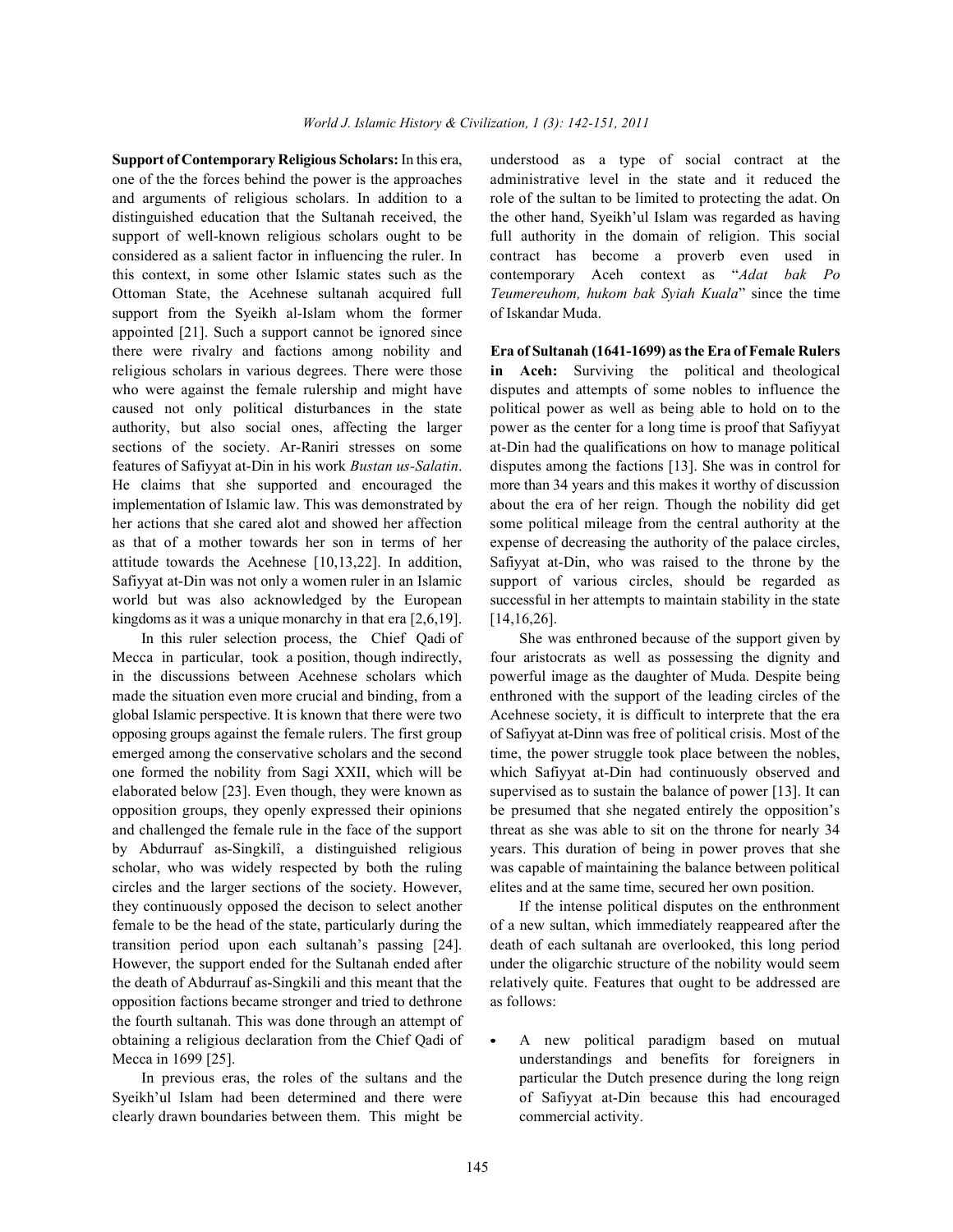**Support of Contemporary Religious Scholars:** In this era, one of the the forces behind the power is the approaches and arguments of religious scholars. In addition to a distinguished education that the Sultanah received, the support of well-known religious scholars ought to be considered as a salient factor in influencing the ruler. In this context, in some other Islamic states such as the Ottoman State, the Acehnese sultanah acquired full support from the Syeikh al-Islam whom the former appointed [21]. Such a support cannot be ignored since there were rivalry and factions among nobility and religious scholars in various degrees. There were those who were against the female rulership and might have caused not only political disturbances in the state authority, but also social ones, affecting the larger sections of the society. Ar-Raniri stresses on some features of Safiyyat at-Din in his work *Bustan us-Salatin*. He claims that she supported and encouraged the implementation of Islamic law. This was demonstrated by her actions that she cared alot and showed her affection as that of a mother towards her son in terms of her attitude towards the Acehnese [10,13,22]. In addition, Safiyyat at-Din was not only a women ruler in an Islamic world but was also acknowledged by the European kingdoms as it was a unique monarchy in that era [2,6,19].

In this ruler selection process, the Chief Qadi of Mecca in particular, took a position, though indirectly, in the discussions between Acehnese scholars which made the situation even more crucial and binding, from a global Islamic perspective. It is known that there were two opposing groups against the female rulers. The first group emerged among the conservative scholars and the second one formed the nobility from Sagi XXII, which will be elaborated below [23]. Even though, they were known as opposition groups, they openly expressed their opinions and challenged the female rule in the face of the support by Abdurrauf as-Singkilî, a distinguished religious scholar, who was widely respected by both the ruling circles and the larger sections of the society. However, they continuously opposed the decison to select another female to be the head of the state, particularly during the transition period upon each sultanah's passing [24]. However, the support ended for the Sultanah ended after the death of Abdurrauf as-Singkili and this meant that the opposition factions became stronger and tried to dethrone the fourth sultanah. This was done through an attempt of obtaining a religious declaration from the Chief Qadi of Mecca in 1699 [25].

In previous eras, the roles of the sultans and the Syeikh'ul Islam had been determined and there were clearly drawn boundaries between them. This might be understood as a type of social contract at the administrative level in the state and it reduced the role of the sultan to be limited to protecting the adat. On the other hand, Syeikh'ul Islam was regarded as having full authority in the domain of religion. This social contract has become a proverb even used in contemporary Aceh context as "*Adat bak Po Teumereuhom, hukom bak Syiah Kuala*" since the time of Iskandar Muda.

**Era of Sultanah (1641-1699) as the Era of Female Rulers in Aceh:** Surviving the political and theological disputes and attempts of some nobles to influence the political power as well as being able to hold on to the power as the center for a long time is proof that Safiyyat at-Din had the qualifications on how to manage political disputes among the factions [13]. She was in control for more than 34 years and this makes it worthy of discussion about the era of her reign. Though the nobility did get some political mileage from the central authority at the expense of decreasing the authority of the palace circles, Safiyyat at-Din, who was raised to the throne by the support of various circles, should be regarded as successful in her attempts to maintain stability in the state [14,16,26].

She was enthroned because of the support given by four aristocrats as well as possessing the dignity and powerful image as the daughter of Muda. Despite being enthroned with the support of the leading circles of the Acehnese society, it is difficult to interprete that the era of Safiyyat at-Dinn was free of political crisis. Most of the time, the power struggle took place between the nobles, which Safiyyat at-Din had continuously observed and supervised as to sustain the balance of power [13]. It can be presumed that she negated entirely the opposition's threat as she was able to sit on the throne for nearly 34 years. This duration of being in power proves that she was capable of maintaining the balance between political elites and at the same time, secured her own position.

If the intense political disputes on the enthronment of a new sultan, which immediately reappeared after the death of each sultanah are overlooked, this long period under the oligarchic structure of the nobility would seem relatively quite. Features that ought to be addressed are as follows:

- A new political paradigm based on mutual understandings and benefits for foreigners in particular the Dutch presence during the long reign of Safiyyat at-Din because this had encouraged commercial activity.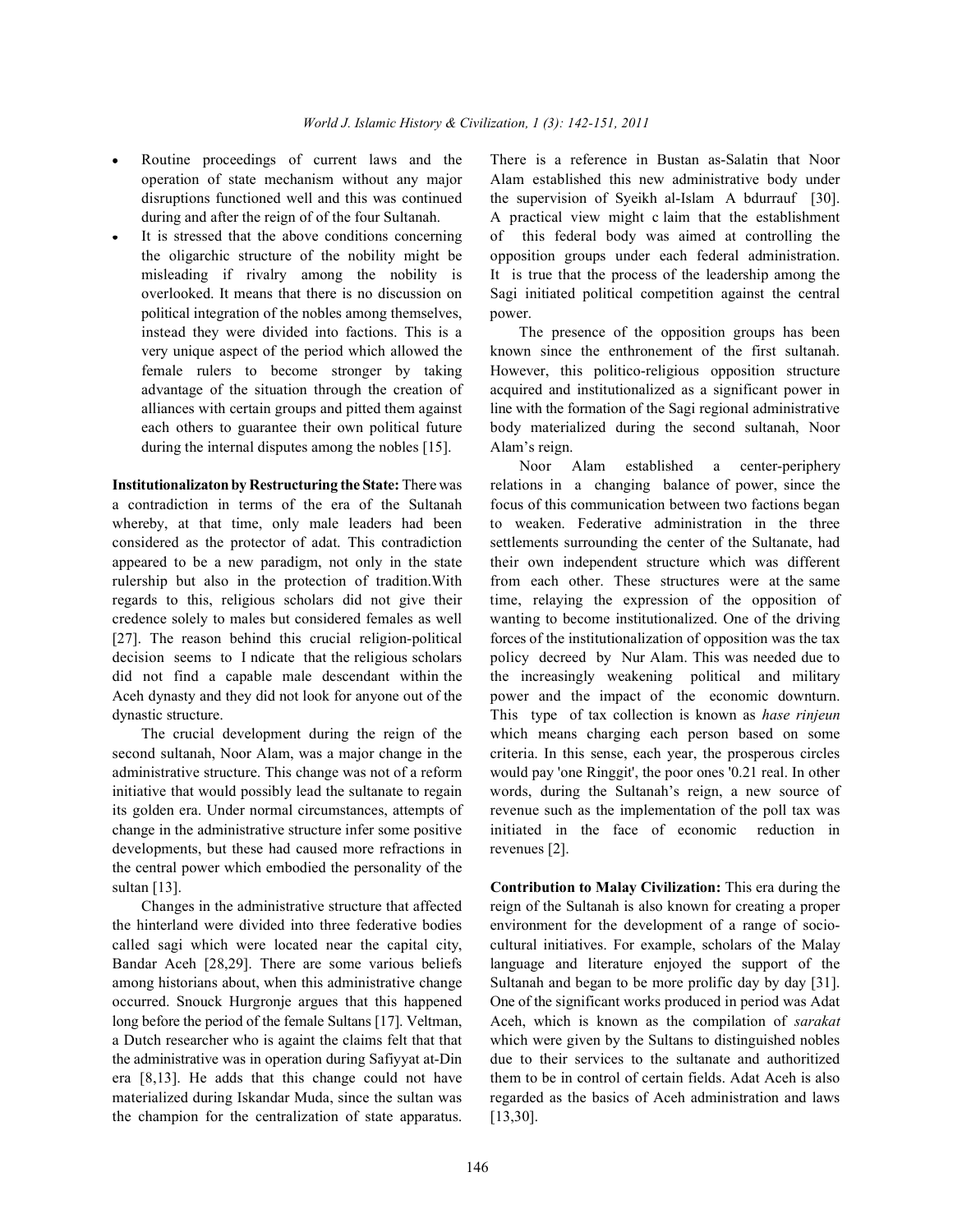- Routine proceedings of current laws and the operation of state mechanism without any major disruptions functioned well and this was continued during and after the reign of of the four Sultanah.
- It is stressed that the above conditions concerning the oligarchic structure of the nobility might be misleading if rivalry among the nobility is overlooked. It means that there is no discussion on political integration of the nobles among themselves, instead they were divided into factions. This is a very unique aspect of the period which allowed the female rulers to become stronger by taking advantage of the situation through the creation of alliances with certain groups and pitted them against each others to guarantee their own political future during the internal disputes among the nobles [15].

**Institutionalizaton by Restructuring the State:** There was a contradiction in terms of the era of the Sultanah whereby, at that time, only male leaders had been considered as the protector of adat. This contradiction appeared to be a new paradigm, not only in the state rulership but also in the protection of tradition.With regards to this, religious scholars did not give their credence solely to males but considered females as well [27]. The reason behind this crucial religion-political decision seems to I ndicate that the religious scholars did not find a capable male descendant within the Aceh dynasty and they did not look for anyone out of the dynastic structure.

The crucial development during the reign of the second sultanah, Noor Alam, was a major change in the administrative structure. This change was not of a reform initiative that would possibly lead the sultanate to regain its golden era. Under normal circumstances, attempts of change in the administrative structure infer some positive developments, but these had caused more refractions in the central power which embodied the personality of the sultan [13].

Changes in the administrative structure that affected the hinterland were divided into three federative bodies called sagi which were located near the capital city, Bandar Aceh [28,29]. There are some various beliefs among historians about, when this administrative change occurred. Snouck Hurgronje argues that this happened long before the period of the female Sultans [17]. Veltman, a Dutch researcher who is againt the claims felt that that the administrative was in operation during Safiyyat at-Din era [8,13]. He adds that this change could not have materialized during Iskandar Muda, since the sultan was the champion for the centralization of state apparatus. There is a reference in Bustan as-Salatin that Noor Alam established this new administrative body under the supervision of Syeikh al-Islam A bdurrauf [30]. A practical view might c laim that the establishment of this federal body was aimed at controlling the opposition groups under each federal administration. It is true that the process of the leadership among the Sagi initiated political competition against the central power.

The presence of the opposition groups has been known since the enthronement of the first sultanah. However, this politico-religious opposition structure acquired and institutionalized as a significant power in line with the formation of the Sagi regional administrative body materialized during the second sultanah, Noor Alam's reign.

Noor Alam established a center-periphery relations in a changing balance of power, since the focus of this communication between two factions began to weaken. Federative administration in the three settlements surrounding the center of the Sultanate, had their own independent structure which was different from each other. These structures were at the same time, relaying the expression of the opposition of wanting to become institutionalized. One of the driving forces of the institutionalization of opposition was the tax policy decreed by Nur Alam. This was needed due to the increasingly weakening political and military power and the impact of the economic downturn. This type of tax collection is known as *hase rinjeun* which means charging each person based on some criteria. In this sense, each year, the prosperous circles would pay 'one Ringgit', the poor ones '0.21 real. In other words, during the Sultanah's reign, a new source of revenue such as the implementation of the poll tax was initiated in the face of economic reduction in revenues [2].

**Contribution to Malay Civilization:** This era during the reign of the Sultanah is also known for creating a proper environment for the development of a range of socio-cultural initiatives. For example, scholars of the Malay language and literature enjoyed the support of the Sultanah and began to be more prolific day by day [31]. One of the significant works produced in period was Adat Aceh, which is known as the compilation of *sarakat* which were given by the Sultans to distinguished nobles due to their services to the sultanate and authoritized them to be in control of certain fields. Adat Aceh is also regarded as the basics of Aceh administration and laws [13,30].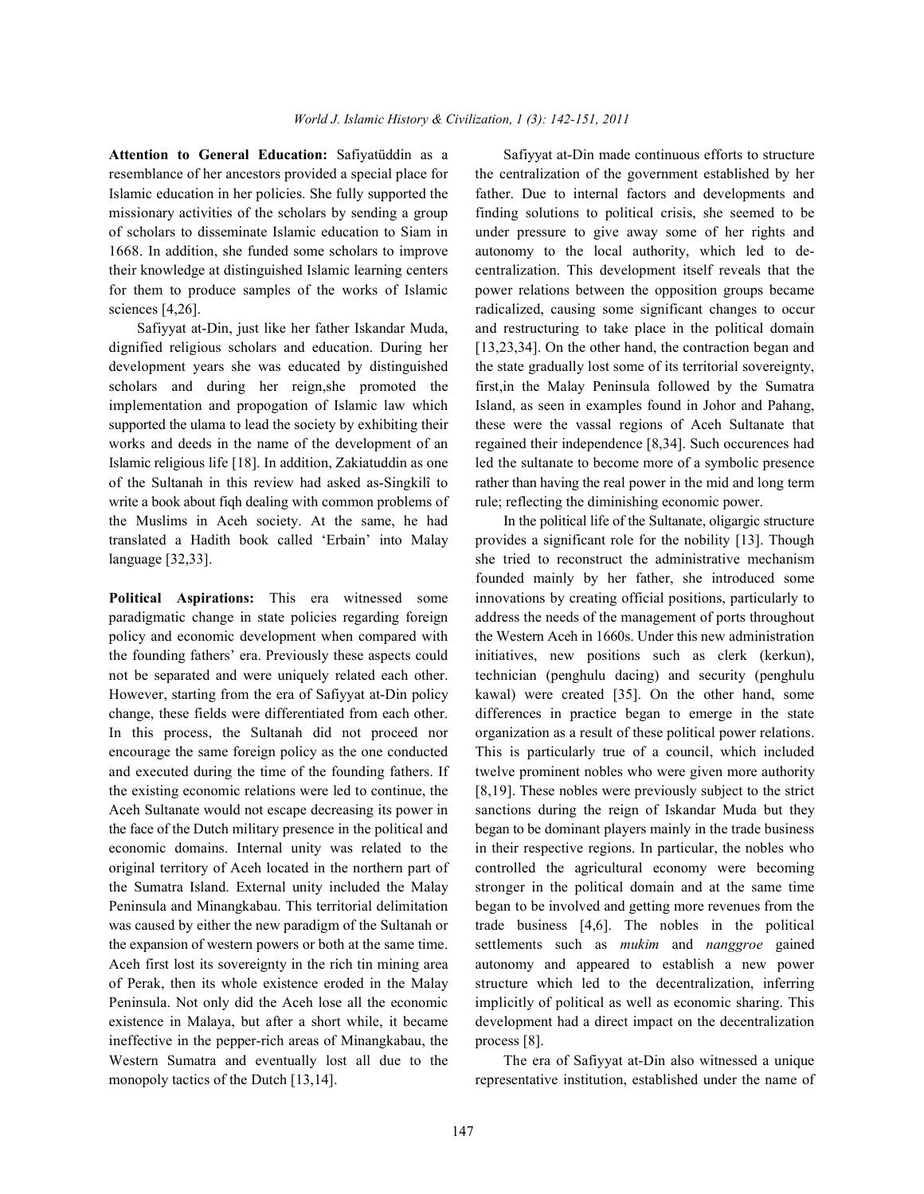**Attention to General Education:** Safiyatüddin as a resemblance of her ancestors provided a special place for Islamic education in her policies. She fully supported the missionary activities of the scholars by sending a group of scholars to disseminate Islamic education to Siam in 1668. In addition, she funded some scholars to improve their knowledge at distinguished Islamic learning centers for them to produce samples of the works of Islamic sciences [4,26].

Safiyyat at-Din, just like her father Iskandar Muda, dignified religious scholars and education. During her development years she was educated by distinguished scholars and during her reign,she promoted the implementation and propogation of Islamic law which supported the ulama to lead the society by exhibiting their works and deeds in the name of the development of an Islamic religious life [18]. In addition, Zakiatuddin as one of the Sultanah in this review had asked as-Singkilî to write a book about fiqh dealing with common problems of the Muslims in Aceh society. At the same, he had translated a Hadith book called 'Erbain' into Malay language [32,33].

**Political Aspirations:** This era witnessed some paradigmatic change in state policies regarding foreign policy and economic development when compared with the founding fathers' era. Previously these aspects could not be separated and were uniquely related each other. However, starting from the era of Safiyyat at-Din policy change, these fields were differentiated from each other. In this process, the Sultanah did not proceed nor encourage the same foreign policy as the one conducted and executed during the time of the founding fathers. If the existing economic relations were led to continue, the Aceh Sultanate would not escape decreasing its power in the face of the Dutch military presence in the political and economic domains. Internal unity was related to the original territory of Aceh located in the northern part of the Sumatra Island. External unity included the Malay Peninsula and Minangkabau. This territorial delimitation was caused by either the new paradigm of the Sultanah or the expansion of western powers or both at the same time. Aceh first lost its sovereignty in the rich tin mining area of Perak, then its whole existence eroded in the Malay Peninsula. Not only did the Aceh lose all the economic existence in Malaya, but after a short while, it became ineffective in the pepper-rich areas of Minangkabau, the Western Sumatra and eventually lost all due to the monopoly tactics of the Dutch [13,14].

Safiyyat at-Din made continuous efforts to structure the centralization of the government established by her father. Due to internal factors and developments and finding solutions to political crisis, she seemed to be under pressure to give away some of her rights and autonomy to the local authority, which led to de-centralization. This development itself reveals that the power relations between the opposition groups became radicalized, causing some significant changes to occur and restructuring to take place in the political domain [13,23,34]. On the other hand, the contraction began and the state gradually lost some of its territorial sovereignty, first,in the Malay Peninsula followed by the Sumatra Island, as seen in examples found in Johor and Pahang, these were the vassal regions of Aceh Sultanate that regained their independence [8,34]. Such occurences had led the sultanate to become more of a symbolic presence rather than having the real power in the mid and long term rule; reflecting the diminishing economic power.

In the political life of the Sultanate, oligargic structure provides a significant role for the nobility [13]. Though she tried to reconstruct the administrative mechanism founded mainly by her father, she introduced some innovations by creating official positions, particularly to address the needs of the management of ports throughout the Western Aceh in 1660s. Under this new administration initiatives, new positions such as clerk (kerkun), technician (penghulu dacing) and security (penghulu kawal) were created [35]. On the other hand, some differences in practice began to emerge in the state organization as a result of these political power relations. This is particularly true of a council, which included twelve prominent nobles who were given more authority [8,19]. These nobles were previously subject to the strict sanctions during the reign of Iskandar Muda but they began to be dominant players mainly in the trade business in their respective regions. In particular, the nobles who controlled the agricultural economy were becoming stronger in the political domain and at the same time began to be involved and getting more revenues from the trade business [4,6]. The nobles in the political settlements such as *mukim* and *nanggroe* gained autonomy and appeared to establish a new power structure which led to the decentralization, inferring implicitly of political as well as economic sharing. This development had a direct impact on the decentralization process [8].

The era of Safiyyat at-Din also witnessed a unique representative institution, established under the name of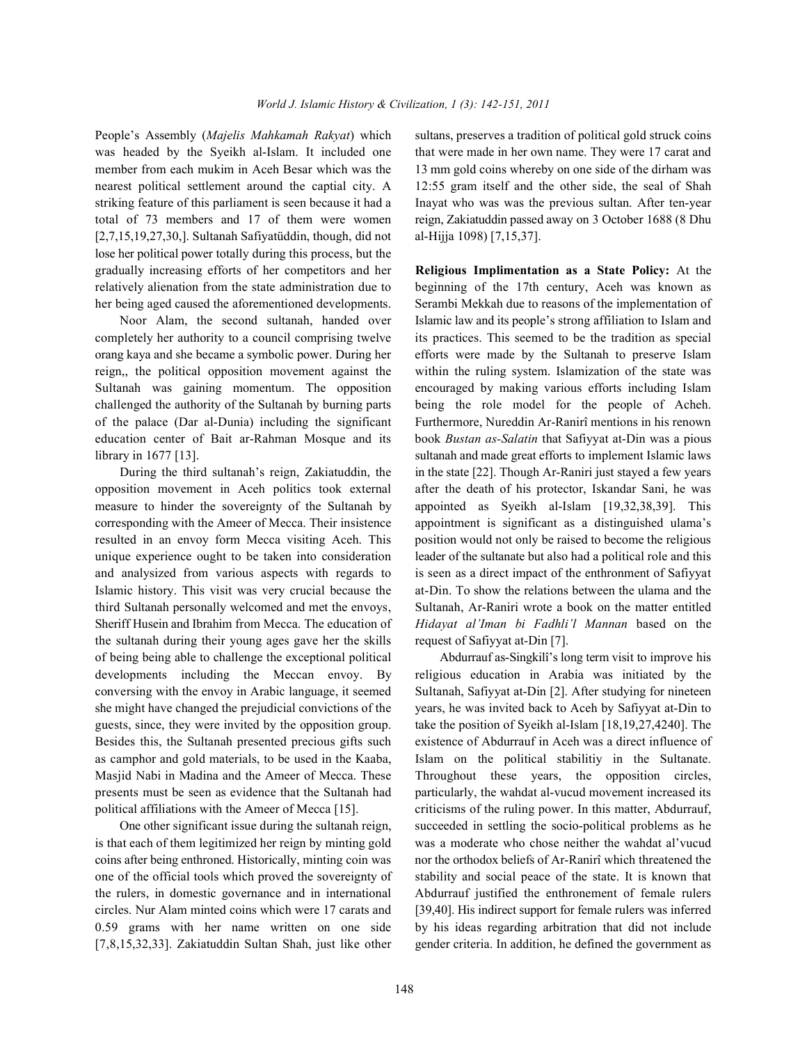People's Assembly (*Majelis Mahkamah Rakyat*) which was headed by the Syeikh al-Islam. It included one member from each mukim in Aceh Besar which was the nearest political settlement around the captial city. A striking feature of this parliament is seen because it had a total of 73 members and 17 of them were women [2,7,15,19,27,30,]. Sultanah Safiyatüddin, though, did not lose her political power totally during this process, but the gradually increasing efforts of her competitors and her relatively alienation from the state administration due to her being aged caused the aforementioned developments.

Noor Alam, the second sultanah, handed over completely her authority to a council comprising twelve orang kaya and she became a symbolic power. During her reign,, the political opposition movement against the Sultanah was gaining momentum. The opposition challenged the authority of the Sultanah by burning parts of the palace (Dar al-Dunia) including the significant education center of Bait ar-Rahman Mosque and its library in 1677 [13].

During the third sultanah's reign, Zakiatuddin, the opposition movement in Aceh politics took external measure to hinder the sovereignty of the Sultanah by corresponding with the Ameer of Mecca. Their insistence resulted in an envoy form Mecca visiting Aceh. This unique experience ought to be taken into consideration and analysized from various aspects with regards to Islamic history. This visit was very crucial because the third Sultanah personally welcomed and met the envoys, Sheriff Husein and Ibrahim from Mecca. The education of the sultanah during their young ages gave her the skills of being being able to challenge the exceptional political developments including the Meccan envoy. By conversing with the envoy in Arabic language, it seemed she might have changed the prejudicial convictions of the guests, since, they were invited by the opposition group. Besides this, the Sultanah presented precious gifts such as camphor and gold materials, to be used in the Kaaba, Masjid Nabi in Madina and the Ameer of Mecca. These presents must be seen as evidence that the Sultanah had political affiliations with the Ameer of Mecca [15].

One other significant issue during the sultanah reign, is that each of them legitimized her reign by minting gold coins after being enthroned. Historically, minting coin was one of the official tools which proved the sovereignty of the rulers, in domestic governance and in international circles. Nur Alam minted coins which were 17 carats and 0.59 grams with her name written on one side [7,8,15,32,33]. Zakiatuddin Sultan Shah, just like other sultans, preserves a tradition of political gold struck coins that were made in her own name. They were 17 carat and 13 mm gold coins whereby on one side of the dirham was 12:55 gram itself and the other side, the seal of Shah Inayat who was was the previous sultan. After ten-year reign, Zakiatuddin passed away on 3 October 1688 (8 Dhu al-Hijja 1098) [7,15,37].

**Religious Implimentation as a State Policy:** At the beginning of the 17th century, Aceh was known as Serambi Mekkah due to reasons of the implementation of Islamic law and its people's strong affiliation to Islam and its practices. This seemed to be the tradition as special efforts were made by the Sultanah to preserve Islam within the ruling system. Islamization of the state was encouraged by making various efforts including Islam being the role model for the people of Acheh. Furthermore, Nureddin Ar-Ranirî mentions in his renown book *Bustan as-Salatin* that Safiyyat at-Din was a pious sultanah and made great efforts to implement Islamic laws in the state [22]. Though Ar-Raniri just stayed a few years after the death of his protector, Iskandar Sani, he was appointed as Syeikh al-Islam [19,32,38,39]. This appointment is significant as a distinguished ulama's position would not only be raised to become the religious leader of the sultanate but also had a political role and this is seen as a direct impact of the enthronment of Safiyyat at-Din. To show the relations between the ulama and the Sultanah, Ar-Raniri wrote a book on the matter entitled *Hidayat al'Iman bi Fadhli'l Mannan* based on the request of Safiyyat at-Din [7].

Abdurrauf as-Singkilî's long term visit to improve his religious education in Arabia was initiated by the Sultanah, Safiyyat at-Din [2]. After studying for nineteen years, he was invited back to Aceh by Safiyyat at-Din to take the position of Syeikh al-Islam [18,19,27,4240]. The existence of Abdurrauf in Aceh was a direct influence of Islam on the political stabilitiy in the Sultanate. Throughout these years, the opposition circles, particularly, the wahdat al-vucud movement increased its criticisms of the ruling power. In this matter, Abdurrauf, succeeded in settling the socio-political problems as he was a moderate who chose neither the wahdat al'vucud nor the orthodox beliefs of Ar-Ranirî which threatened the stability and social peace of the state. It is known that Abdurrauf justified the enthronement of female rulers [39,40]. His indirect support for female rulers was inferred by his ideas regarding arbitration that did not include gender criteria. In addition, he defined the government as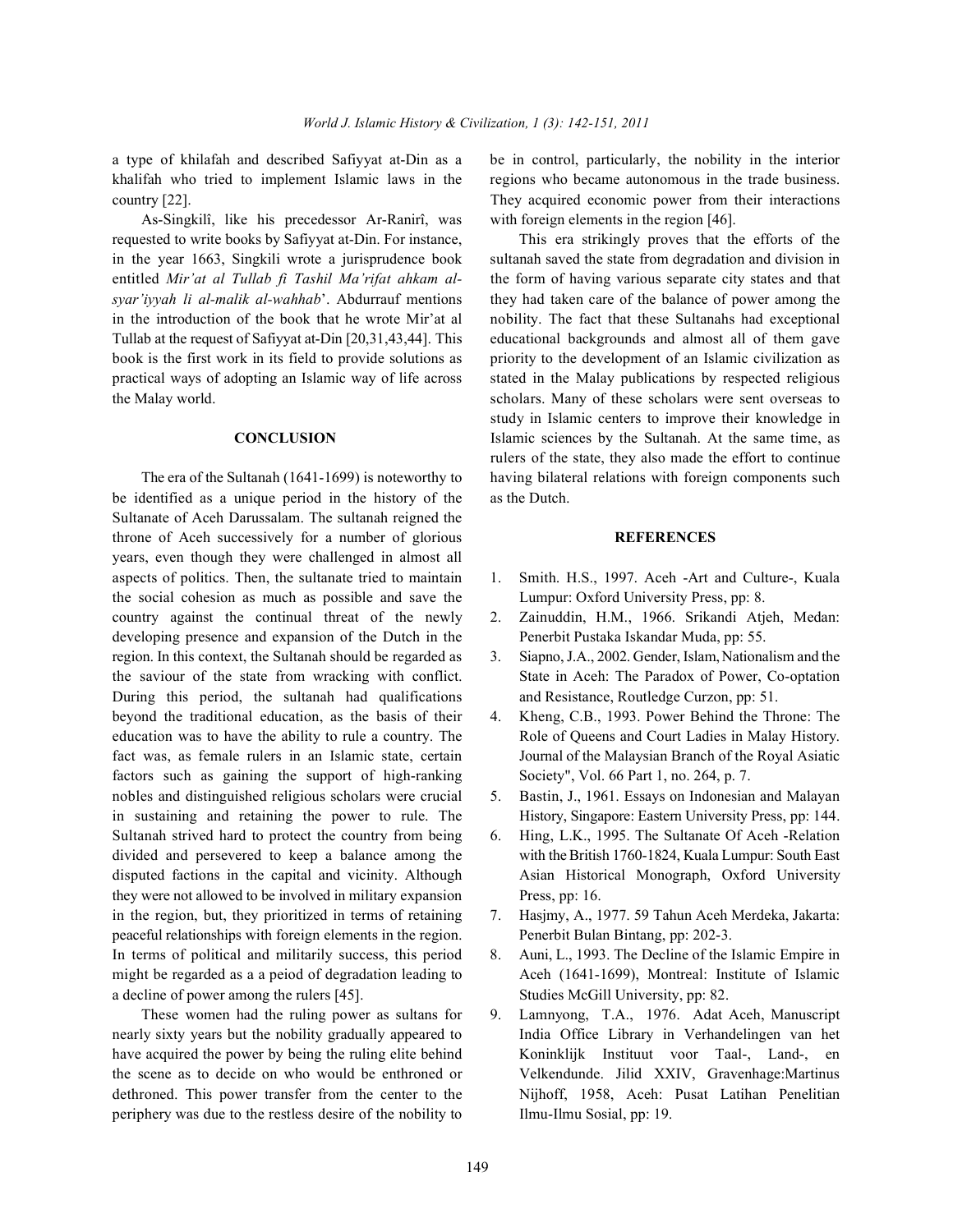a type of khilafah and described Safiyyat at-Din as a khalifah who tried to implement Islamic laws in the country [22].

As-Singkilî, like his precedessor Ar-Ranirî, was requested to write books by Safiyyat at-Din. For instance, in the year 1663, Singkili wrote a jurisprudence book entitled *Mir'at al Tullab fi Tashil Ma'rifat ahkam al-syar'iyyah li al-malik al-wahhab*'. Abdurrauf mentions in the introduction of the book that he wrote Mir'at al Tullab at the request of Safiyyat at-Din [20,31,43,44]. This book is the first work in its field to provide solutions as practical ways of adopting an Islamic way of life across the Malay world.

## CONCLUSION

The era of the Sultanah (1641-1699) is noteworthy to be identified as a unique period in the history of the Sultanate of Aceh Darussalam. The sultanah reigned the throne of Aceh successively for a number of glorious years, even though they were challenged in almost all aspects of politics. Then, the sultanate tried to maintain the social cohesion as much as possible and save the country against the continual threat of the newly developing presence and expansion of the Dutch in the region. In this context, the Sultanah should be regarded as the saviour of the state from wracking with conflict. During this period, the sultanah had qualifications beyond the traditional education, as the basis of their education was to have the ability to rule a country. The fact was, as female rulers in an Islamic state, certain factors such as gaining the support of high-ranking nobles and distinguished religious scholars were crucial in sustaining and retaining the power to rule. The Sultanah strived hard to protect the country from being divided and persevered to keep a balance among the disputed factions in the capital and vicinity. Although they were not allowed to be involved in military expansion in the region, but, they prioritized in terms of retaining peaceful relationships with foreign elements in the region. In terms of political and militarily success, this period might be regarded as a a peiod of degradation leading to a decline of power among the rulers [45].

These women had the ruling power as sultans for nearly sixty years but the nobility gradually appeared to have acquired the power by being the ruling elite behind the scene as to decide on who would be enthroned or dethroned. This power transfer from the center to the periphery was due to the restless desire of the nobility to be in control, particularly, the nobility in the interior regions who became autonomous in the trade business. They acquired economic power from their interactions with foreign elements in the region [46].

This era strikingly proves that the efforts of the sultanah saved the state from degradation and division in the form of having various separate city states and that they had taken care of the balance of power among the nobility. The fact that these Sultanahs had exceptional educational backgrounds and almost all of them gave priority to the development of an Islamic civilization as stated in the Malay publications by respected religious scholars. Many of these scholars were sent overseas to study in Islamic centers to improve their knowledge in Islamic sciences by the Sultanah. At the same time, as rulers of the state, they also made the effort to continue having bilateral relations with foreign components such as the Dutch.

## REFERENCES

1. Smith. H.S., 1997. Aceh -Art and Culture-, Kuala Lumpur: Oxford University Press, pp: 8.
2. Zainuddin, H.M., 1966. Srikandi Atjeh, Medan: Penerbit Pustaka Iskandar Muda, pp: 55.
3. Siapno, J.A., 2002. Gender, Islam, Nationalism and the State in Aceh: The Paradox of Power, Co-optation and Resistance, Routledge Curzon, pp: 51.
4. Kheng, C.B., 1993. Power Behind the Throne: The Role of Queens and Court Ladies in Malay History. Journal of the Malaysian Branch of the Royal Asiatic Society", Vol. 66 Part 1, no. 264, p. 7.
5. Bastin, J., 1961. Essays on Indonesian and Malayan History, Singapore: Eastern University Press, pp: 144.
6. Hing, L.K., 1995. The Sultanate Of Aceh -Relation with the British 1760-1824, Kuala Lumpur: South East Asian Historical Monograph, Oxford University Press, pp: 16.
7. Hasjmy, A., 1977. 59 Tahun Aceh Merdeka, Jakarta: Penerbit Bulan Bintang, pp: 202-3.
8. Auni, L., 1993. The Decline of the Islamic Empire in Aceh (1641-1699), Montreal: Institute of Islamic Studies McGill University, pp: 82.
9. Lamnyong, T.A., 1976. Adat Aceh, Manuscript India Office Library in Verhandelingen van het Koninklijk Instituut voor Taal-, Land-, en Velkendunde. Jilid XXIV, Gravenhage:Martinus Nijhoff, 1958, Aceh: Pusat Latihan Penelitian Ilmu-Ilmu Sosial, pp: 19.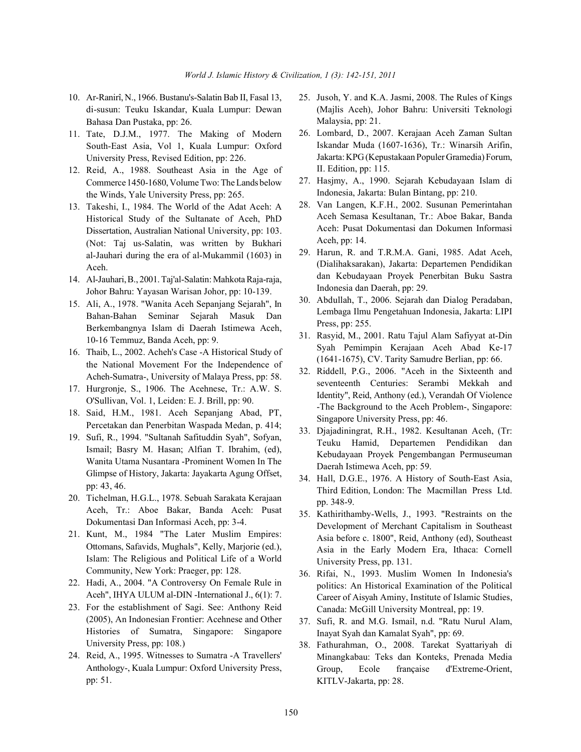10. Ar-Ranirî, N., 1966. Bustanu's-Salatin Bab II, Fasal 13, di-susun: Teuku Iskandar, Kuala Lumpur: Dewan Bahasa Dan Pustaka, pp: 26.
11. Tate, D.J.M., 1977. The Making of Modern South-East Asia, Vol 1, Kuala Lumpur: Oxford University Press, Revised Edition, pp: 226.
12. Reid, A., 1988. Southeast Asia in the Age of Commerce 1450-1680, Volume Two: The Lands below the Winds, Yale University Press, pp: 265.
13. Takeshi, I., 1984. The World of the Adat Aceh: A Historical Study of the Sultanate of Aceh, PhD Dissertation, Australian National University, pp: 103. (Not: Taj us-Salatin, was written by Bukhari al-Jauhari during the era of al-Mukammil (1603) in Aceh.
14. Al-Jauhari, B., 2001. Taj'al-Salatin: Mahkota Raja-raja, Johor Bahru: Yayasan Warisan Johor, pp: 10-139.
15. Ali, A., 1978. "Wanita Aceh Sepanjang Sejarah", In Bahan-Bahan Seminar Sejarah Masuk Dan Berkembangnya Islam di Daerah Istimewa Aceh, 10-16 Temmuz, Banda Aceh, pp: 9.
16. Thaib, L., 2002. Acheh's Case -A Historical Study of the National Movement For the Independence of Acheh-Sumatra-, University of Malaya Press, pp: 58.
17. Hurgronje, S., 1906. The Acehnese, Tr.: A.W. S. O'Sullivan, Vol. 1, Leiden: E. J. Brill, pp: 90.
18. Said, H.M., 1981. Aceh Sepanjang Abad, PT, Percetakan dan Penerbitan Waspada Medan, p. 414;
19. Sufi, R., 1994. "Sultanah Safituddin Syah", Sofyan, Ismail; Basry M. Hasan; Alfian T. Ibrahim, (ed), Wanita Utama Nusantara -Prominent Women In The Glimpse of History, Jakarta: Jayakarta Agung Offset, pp: 43, 46.
20. Tichelman, H.G.L., 1978. Sebuah Sarakata Kerajaan Aceh, Tr.: Aboe Bakar, Banda Aceh: Pusat Dokumentasi Dan Informasi Aceh, pp: 3-4.
21. Kunt, M., 1984 "The Later Muslim Empires: Ottomans, Safavids, Mughals", Kelly, Marjorie (ed.), Islam: The Religious and Political Life of a World Community, New York: Praeger, pp: 128.
22. Hadi, A., 2004. "A Controversy On Female Rule in Aceh", IHYA ULUM al-DIN -International J., 6(1): 7.
23. For the establishment of Sagi. See: Anthony Reid (2005), An Indonesian Frontier: Acehnese and Other Histories of Sumatra, Singapore: Singapore University Press, pp: 108.)
24. Reid, A., 1995. Witnesses to Sumatra -A Travellers' Anthology-, Kuala Lumpur: Oxford University Press, pp: 51.
25. Jusoh, Y. and K.A. Jasmi, 2008. The Rules of Kings (Majlis Aceh), Johor Bahru: Universiti Teknologi Malaysia, pp: 21.
26. Lombard, D., 2007. Kerajaan Aceh Zaman Sultan Iskandar Muda (1607-1636), Tr.: Winarsih Arifin, Jakarta: KPG (Kepustakaan Populer Gramedia) Forum, II. Edition, pp: 115.
27. Hasjmy, A., 1990. Sejarah Kebudayaan Islam di Indonesia, Jakarta: Bulan Bintang, pp: 210.
28. Van Langen, K.F.H., 2002. Susunan Pemerintahan Aceh Semasa Kesultanan, Tr.: Aboe Bakar, Banda Aceh: Pusat Dokumentasi dan Dokumen Informasi Aceh, pp: 14.
29. Harun, R. and T.R.M.A. Gani, 1985. Adat Aceh, (Dialihaksarakan), Jakarta: Departemen Pendidikan dan Kebudayaan Proyek Penerbitan Buku Sastra Indonesia dan Daerah, pp: 29.
30. Abdullah, T., 2006. Sejarah dan Dialog Peradaban, Lembaga Ilmu Pengetahuan Indonesia, Jakarta: LIPI Press, pp: 255.
31. Rasyid, M., 2001. Ratu Tajul Alam Safiyyat at-Din Syah Pemimpin Kerajaan Aceh Abad Ke-17 (1641-1675), CV. Tarity Samudre Berlian, pp: 66.
32. Riddell, P.G., 2006. "Aceh in the Sixteenth and seventeenth Centuries: Serambi Mekkah and Identity", Reid, Anthony (ed.), Verandah Of Violence -The Background to the Aceh Problem-, Singapore: Singapore University Press, pp: 46.
33. Djajadiningrat, R.H., 1982. Kesultanan Aceh, (Tr: Teuku Hamid, Departemen Pendidikan dan Kebudayaan Proyek Pengembangan Permuseuman Daerah Istimewa Aceh, pp: 59.
34. Hall, D.G.E., 1976. A History of South-East Asia, Third Edition, London: The Macmillan Press Ltd. pp. 348-9.
35. Kathirithamby-Wells, J., 1993. "Restraints on the Development of Merchant Capitalism in Southeast Asia before c. 1800", Reid, Anthony (ed), Southeast Asia in the Early Modern Era, Ithaca: Cornell University Press, pp. 131.
36. Rifai, N., 1993. Muslim Women In Indonesia's politics: An Historical Examination of the Political Career of Aisyah Aminy, Institute of Islamic Studies, Canada: McGill University Montreal, pp: 19.
37. Sufi, R. and M.G. Ismail, n.d. "Ratu Nurul Alam, Inayat Syah dan Kamalat Syah", pp: 69.
38. Fathurahman, O., 2008. Tarekat Syattariyah di Minangkabau: Teks dan Konteks, Prenada Media Group, Ecole française d'Extreme-Orient, KITLV-Jakarta, pp: 28.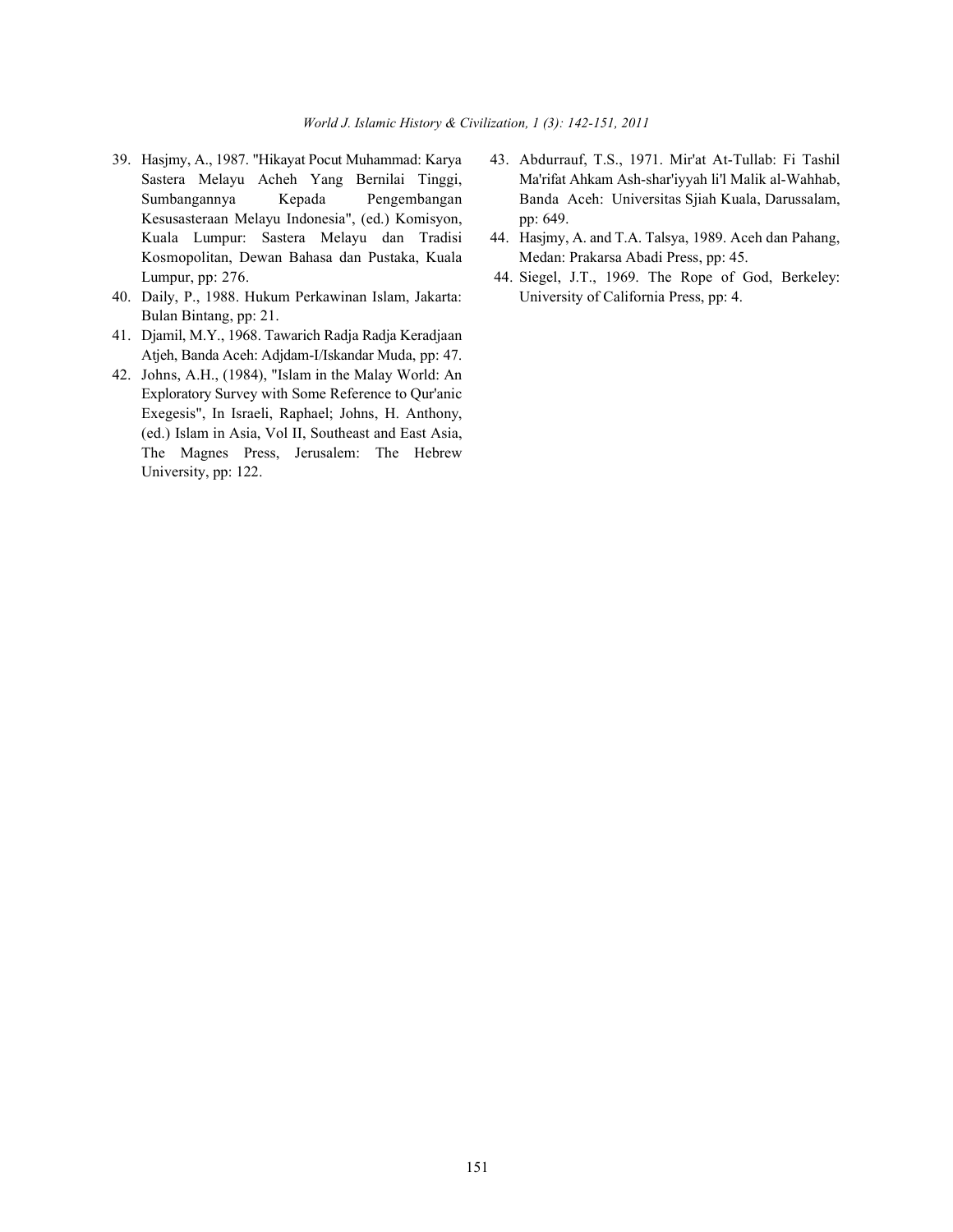39. Hasjmy, A., 1987. "Hikayat Pocut Muhammad: Karya Sastera Melayu Acheh Yang Bernilai Tinggi, Sumbangannya Kepada Pengembangan Kesusasteraan Melayu Indonesia", (ed.) Komisyon, Kuala Lumpur: Sastera Melayu dan Tradisi Kosmopolitan, Dewan Bahasa dan Pustaka, Kuala Lumpur, pp: 276.
40. Daily, P., 1988. Hukum Perkawinan Islam, Jakarta: Bulan Bintang, pp: 21.
41. Djamil, M.Y., 1968. Tawarich Radja Radja Keradjaan Atjeh, Banda Aceh: Adjdam-I/Iskandar Muda, pp: 47.
42. Johns, A.H., (1984), "Islam in the Malay World: An Exploratory Survey with Some Reference to Qur'anic Exegesis", In Israeli, Raphael; Johns, H. Anthony, (ed.) Islam in Asia, Vol II, Southeast and East Asia, The Magnes Press, Jerusalem: The Hebrew University, pp: 122.
43. Abdurrauf, T.S., 1971. Mir'at At-Tullab: Fi Tashil Ma'rifat Ahkam Ash-shar'iyyah li'l Malik al-Wahhab, Banda Aceh: Universitas Sjiah Kuala, Darussalam, pp: 649.
44. Hasjmy, A. and T.A. Talsya, 1989. Aceh dan Pahang, Medan: Prakarsa Abadi Press, pp: 45.
44. Siegel, J.T., 1969. The Rope of God, Berkeley: University of California Press, pp: 4.